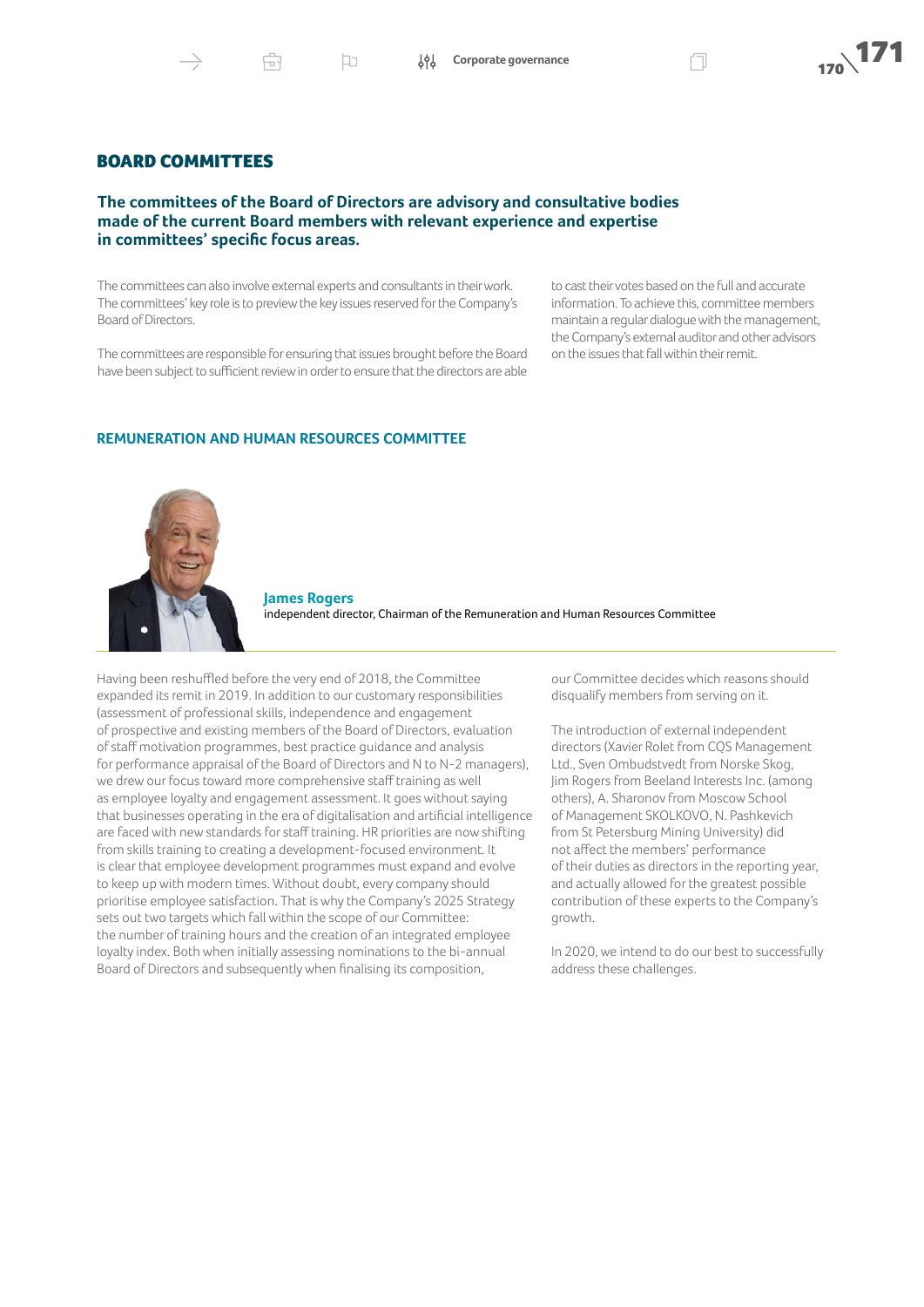# BOARD COMMITTEES

**The committees of the Board of Directors are advisory and consultative bodies made of the current Board members with relevant experience and expertise in committees' specific focus areas.**

The committees can also involve external experts and consultants in their work. The committees' key role is to preview the key issues reserved for the Company's Board of Directors.

The committees are responsible for ensuring that issues brought before the Board have been subject to sufficient review in order to ensure that the directors are able to cast their votes based on the full and accurate information. To achieve this, committee members maintain a regular dialogue with the management, the Company's external auditor and other advisors on the issues that fall within their remit.

## REMUNERATION AND HUMAN RESOURCES COMMITTEE

**James Rogers**
independent director, Chairman of the Remuneration and Human Resources Committee

Having been reshuffled before the very end of 2018, the Committee expanded its remit in 2019. In addition to our customary responsibilities (assessment of professional skills, independence and engagement of prospective and existing members of the Board of Directors, evaluation of staff motivation programmes, best practice guidance and analysis for performance appraisal of the Board of Directors and N to N-2 managers), we drew our focus toward more comprehensive staff training as well as employee loyalty and engagement assessment. It goes without saying that businesses operating in the era of digitalisation and artificial intelligence are faced with new standards for staff training. HR priorities are now shifting from skills training to creating a development-focused environment. It is clear that employee development programmes must expand and evolve to keep up with modern times. Without doubt, every company should prioritise employee satisfaction. That is why the Company's 2025 Strategy sets out two targets which fall within the scope of our Committee: the number of training hours and the creation of an integrated employee loyalty index. Both when initially assessing nominations to the bi-annual Board of Directors and subsequently when finalising its composition, our Committee decides which reasons should disqualify members from serving on it.

The introduction of external independent directors (Xavier Rolet from CQS Management Ltd., Sven Ombudstvedt from Norske Skog, Jim Rogers from Beeland Interests Inc. (among others), A. Sharonov from Moscow School of Management SKOLKOVO, N. Pashkevich from St Petersburg Mining University) did not affect the members' performance of their duties as directors in the reporting year, and actually allowed for the greatest possible contribution of these experts to the Company's growth.

In 2020, we intend to do our best to successfully address these challenges.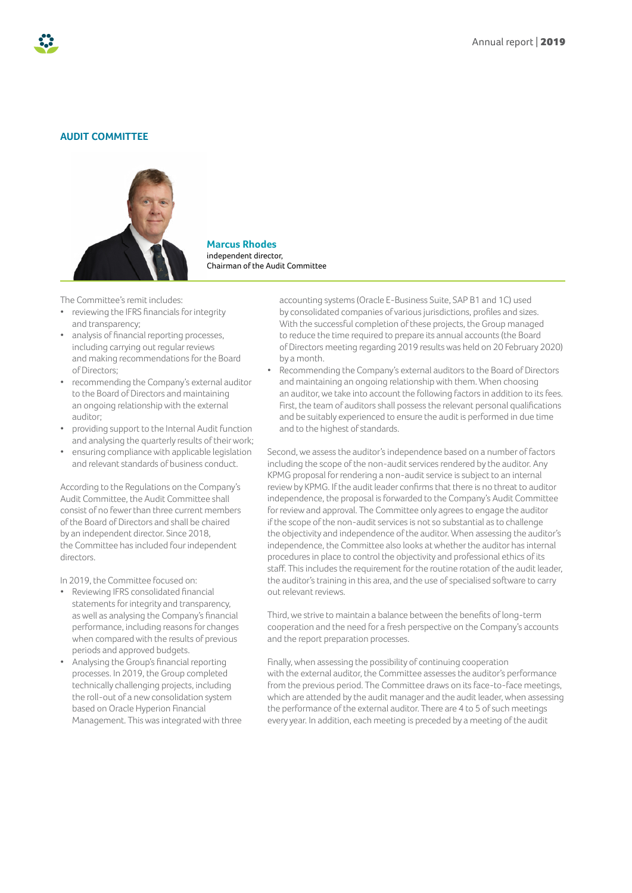## AUDIT COMMITTEE

**Marcus Rhodes**
independent director,
Chairman of the Audit Committee

The Committee's remit includes:

- reviewing the IFRS financials for integrity and transparency;
- analysis of financial reporting processes, including carrying out regular reviews and making recommendations for the Board of Directors;
- recommending the Company's external auditor to the Board of Directors and maintaining an ongoing relationship with the external auditor;
- providing support to the Internal Audit function and analysing the quarterly results of their work;
- ensuring compliance with applicable legislation and relevant standards of business conduct.

According to the Regulations on the Company's Audit Committee, the Audit Committee shall consist of no fewer than three current members of the Board of Directors and shall be chaired by an independent director. Since 2018, the Committee has included four independent directors.

In 2019, the Committee focused on:

- Reviewing IFRS consolidated financial statements for integrity and transparency, as well as analysing the Company's financial performance, including reasons for changes when compared with the results of previous periods and approved budgets.
- Analysing the Group's financial reporting processes. In 2019, the Group completed technically challenging projects, including the roll-out of a new consolidation system based on Oracle Hyperion Financial Management. This was integrated with three accounting systems (Oracle E-Business Suite, SAP B1 and 1C) used by consolidated companies of various jurisdictions, profiles and sizes. With the successful completion of these projects, the Group managed to reduce the time required to prepare its annual accounts (the Board of Directors meeting regarding 2019 results was held on 20 February 2020) by a month.
- Recommending the Company's external auditors to the Board of Directors and maintaining an ongoing relationship with them. When choosing an auditor, we take into account the following factors in addition to its fees. First, the team of auditors shall possess the relevant personal qualifications and be suitably experienced to ensure the audit is performed in due time and to the highest of standards.

Second, we assess the auditor's independence based on a number of factors including the scope of the non-audit services rendered by the auditor. Any KPMG proposal for rendering a non-audit service is subject to an internal review by KPMG. If the audit leader confirms that there is no threat to auditor independence, the proposal is forwarded to the Company's Audit Committee for review and approval. The Committee only agrees to engage the auditor if the scope of the non-audit services is not so substantial as to challenge the objectivity and independence of the auditor. When assessing the auditor's independence, the Committee also looks at whether the auditor has internal procedures in place to control the objectivity and professional ethics of its staff. This includes the requirement for the routine rotation of the audit leader, the auditor's training in this area, and the use of specialised software to carry out relevant reviews.

Third, we strive to maintain a balance between the benefits of long-term cooperation and the need for a fresh perspective on the Company's accounts and the report preparation processes.

Finally, when assessing the possibility of continuing cooperation with the external auditor, the Committee assesses the auditor's performance from the previous period. The Committee draws on its face-to-face meetings, which are attended by the audit manager and the audit leader, when assessing the performance of the external auditor. There are 4 to 5 of such meetings every year. In addition, each meeting is preceded by a meeting of the audit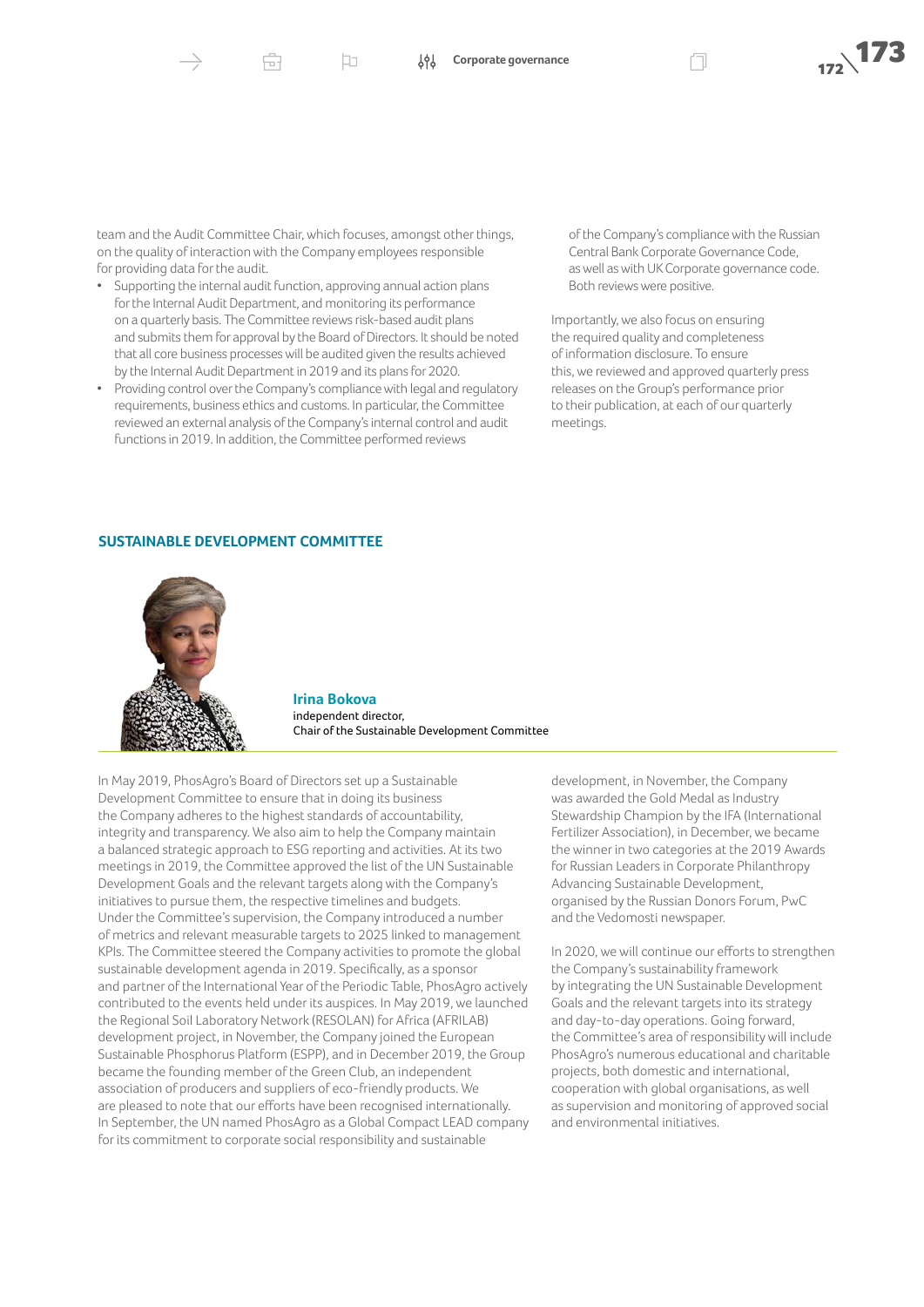team and the Audit Committee Chair, which focuses, amongst other things, on the quality of interaction with the Company employees responsible for providing data for the audit.

- Supporting the internal audit function, approving annual action plans for the Internal Audit Department, and monitoring its performance on a quarterly basis. The Committee reviews risk-based audit plans and submits them for approval by the Board of Directors. It should be noted that all core business processes will be audited given the results achieved by the Internal Audit Department in 2019 and its plans for 2020.
- Providing control over the Company's compliance with legal and regulatory requirements, business ethics and customs. In particular, the Committee reviewed an external analysis of the Company's internal control and audit functions in 2019. In addition, the Committee performed reviews of the Company's compliance with the Russian Central Bank Corporate Governance Code, as well as with UK Corporate governance code. Both reviews were positive.

Importantly, we also focus on ensuring the required quality and completeness of information disclosure. To ensure this, we reviewed and approved quarterly press releases on the Group's performance prior to their publication, at each of our quarterly meetings.

## SUSTAINABLE DEVELOPMENT COMMITTEE

**Irina Bokova**
independent director,
Chair of the Sustainable Development Committee

In May 2019, PhosAgro's Board of Directors set up a Sustainable Development Committee to ensure that in doing its business the Company adheres to the highest standards of accountability, integrity and transparency. We also aim to help the Company maintain a balanced strategic approach to ESG reporting and activities. At its two meetings in 2019, the Committee approved the list of the UN Sustainable Development Goals and the relevant targets along with the Company's initiatives to pursue them, the respective timelines and budgets. Under the Committee's supervision, the Company introduced a number of metrics and relevant measurable targets to 2025 linked to management KPIs. The Committee steered the Company activities to promote the global sustainable development agenda in 2019. Specifically, as a sponsor and partner of the International Year of the Periodic Table, PhosAgro actively contributed to the events held under its auspices. In May 2019, we launched the Regional Soil Laboratory Network (RESOLAN) for Africa (AFRILAB) development project, in November, the Company joined the European Sustainable Phosphorus Platform (ESPP), and in December 2019, the Group became the founding member of the Green Club, an independent association of producers and suppliers of eco-friendly products. We are pleased to note that our efforts have been recognised internationally. In September, the UN named PhosAgro as a Global Compact LEAD company for its commitment to corporate social responsibility and sustainable development, in November, the Company was awarded the Gold Medal as Industry Stewardship Champion by the IFA (International Fertilizer Association), in December, we became the winner in two categories at the 2019 Awards for Russian Leaders in Corporate Philanthropy Advancing Sustainable Development, organised by the Russian Donors Forum, PwC and the Vedomosti newspaper.

In 2020, we will continue our efforts to strengthen the Company's sustainability framework by integrating the UN Sustainable Development Goals and the relevant targets into its strategy and day-to-day operations. Going forward, the Committee's area of responsibility will include PhosAgro's numerous educational and charitable projects, both domestic and international, cooperation with global organisations, as well as supervision and monitoring of approved social and environmental initiatives.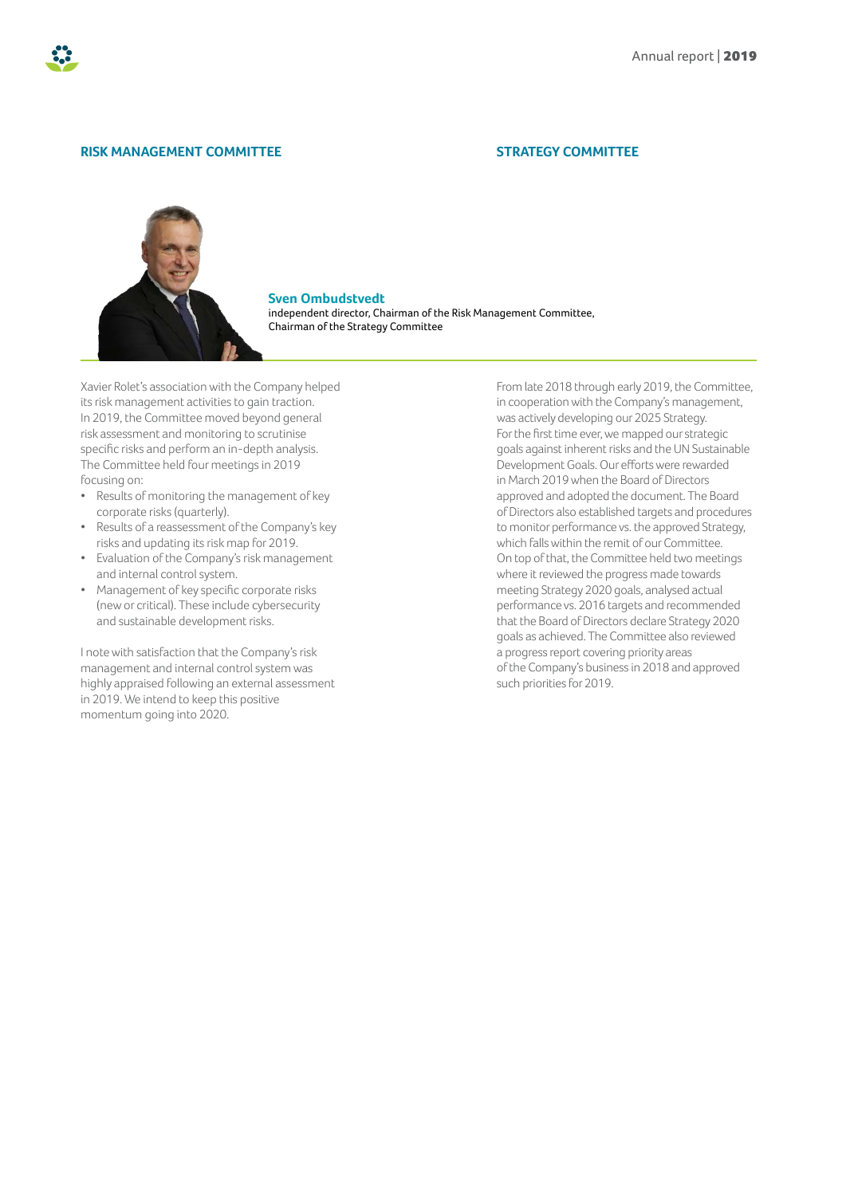## RISK MANAGEMENT COMMITTEE

**Sven Ombudstvedt**
independent director, Chairman of the Risk Management Committee, Chairman of the Strategy Committee

Xavier Rolet's association with the Company helped its risk management activities to gain traction. In 2019, the Committee moved beyond general risk assessment and monitoring to scrutinise specific risks and perform an in-depth analysis. The Committee held four meetings in 2019 focusing on:

- Results of monitoring the management of key corporate risks (quarterly).
- Results of a reassessment of the Company's key risks and updating its risk map for 2019.
- Evaluation of the Company's risk management and internal control system.
- Management of key specific corporate risks (new or critical). These include cybersecurity and sustainable development risks.

I note with satisfaction that the Company's risk management and internal control system was highly appraised following an external assessment in 2019. We intend to keep this positive momentum going into 2020.

## STRATEGY COMMITTEE

From late 2018 through early 2019, the Committee, in cooperation with the Company's management, was actively developing our 2025 Strategy. For the first time ever, we mapped our strategic goals against inherent risks and the UN Sustainable Development Goals. Our efforts were rewarded in March 2019 when the Board of Directors approved and adopted the document. The Board of Directors also established targets and procedures to monitor performance vs. the approved Strategy, which falls within the remit of our Committee. On top of that, the Committee held two meetings where it reviewed the progress made towards meeting Strategy 2020 goals, analysed actual performance vs. 2016 targets and recommended that the Board of Directors declare Strategy 2020 goals as achieved. The Committee also reviewed a progress report covering priority areas of the Company's business in 2018 and approved such priorities for 2019.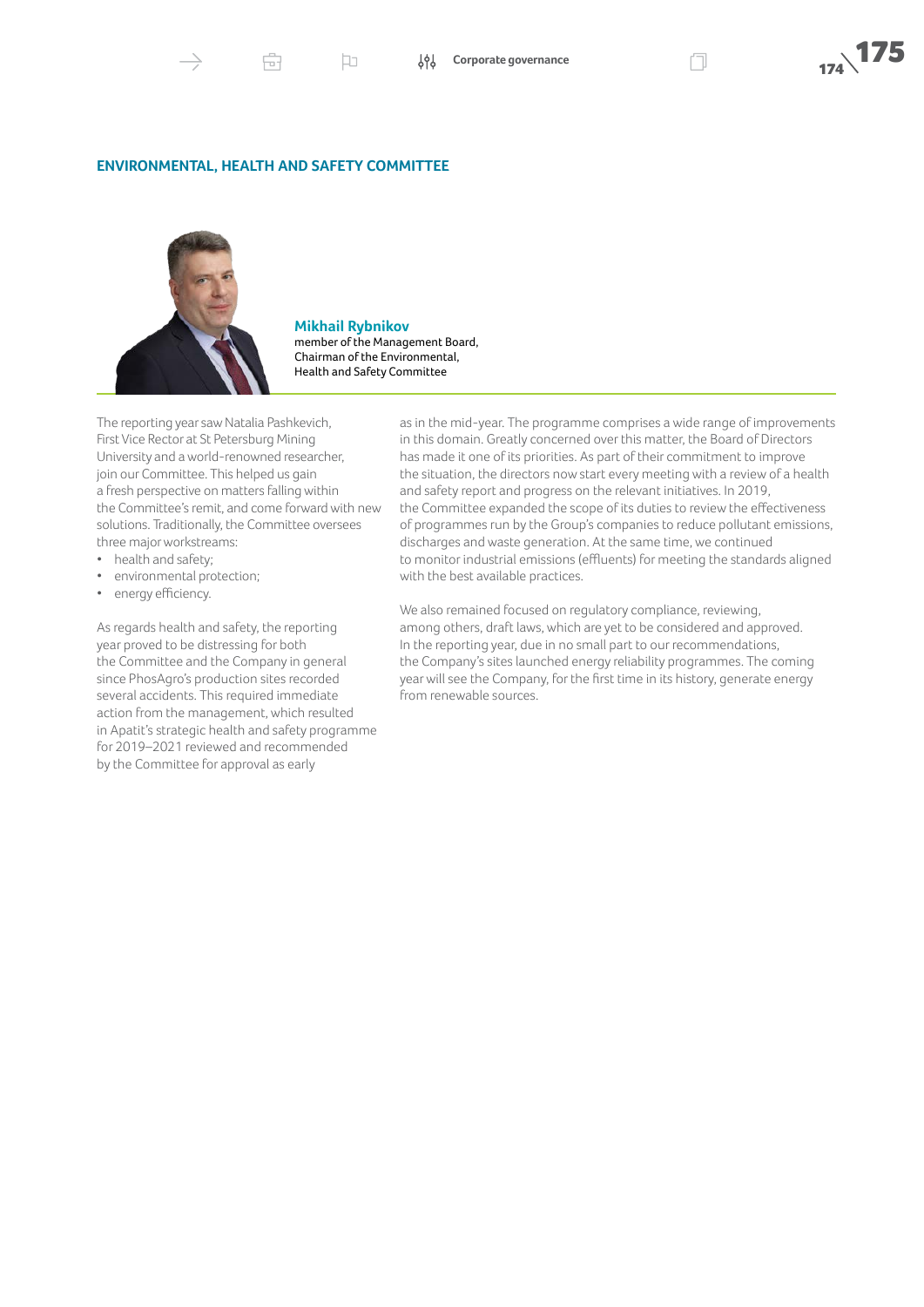## ENVIRONMENTAL, HEALTH AND SAFETY COMMITTEE

**Mikhail Rybnikov**
member of the Management Board,
Chairman of the Environmental, Health and Safety Committee

The reporting year saw Natalia Pashkevich, First Vice Rector at St Petersburg Mining University and a world-renowned researcher, join our Committee. This helped us gain a fresh perspective on matters falling within the Committee's remit, and come forward with new solutions. Traditionally, the Committee oversees three major workstreams:

- health and safety;
- environmental protection;
- energy efficiency.

As regards health and safety, the reporting year proved to be distressing for both the Committee and the Company in general since PhosAgro's production sites recorded several accidents. This required immediate action from the management, which resulted in Apatit's strategic health and safety programme for 2019–2021 reviewed and recommended by the Committee for approval as early as in the mid-year. The programme comprises a wide range of improvements in this domain. Greatly concerned over this matter, the Board of Directors has made it one of its priorities. As part of their commitment to improve the situation, the directors now start every meeting with a review of a health and safety report and progress on the relevant initiatives. In 2019, the Committee expanded the scope of its duties to review the effectiveness of programmes run by the Group's companies to reduce pollutant emissions, discharges and waste generation. At the same time, we continued to monitor industrial emissions (effluents) for meeting the standards aligned with the best available practices.

We also remained focused on regulatory compliance, reviewing, among others, draft laws, which are yet to be considered and approved. In the reporting year, due in no small part to our recommendations, the Company's sites launched energy reliability programmes. The coming year will see the Company, for the first time in its history, generate energy from renewable sources.